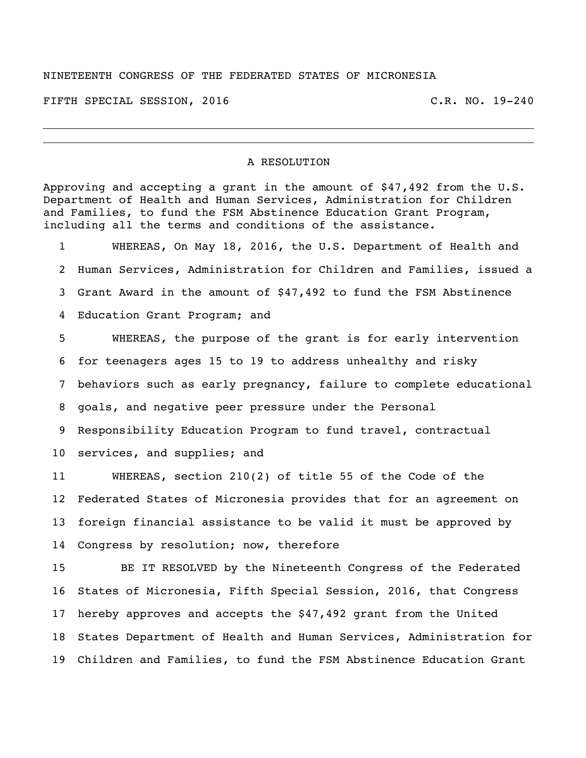NINETEENTH CONGRESS OF THE FEDERATED STATES OF MICRONESIA

FIFTH SPECIAL SESSION, 2016 C.R. NO. 19-240

---

# A RESOLUTION

Approving and accepting a grant in the amount of $47,492 from the U.S. Department of Health and Human Services, Administration for Children and Families, to fund the FSM Abstinence Education Grant Program, including all the terms and conditions of the assistance.

1 WHEREAS, On May 18, 2016, the U.S. Department of Health and
2 Human Services, Administration for Children and Families, issued a
3 Grant Award in the amount of $47,492 to fund the FSM Abstinence
4 Education Grant Program; and
5 WHEREAS, the purpose of the grant is for early intervention
6 for teenagers ages 15 to 19 to address unhealthy and risky
7 behaviors such as early pregnancy, failure to complete educational
8 goals, and negative peer pressure under the Personal
9 Responsibility Education Program to fund travel, contractual
10 services, and supplies; and
11 WHEREAS, section 210(2) of title 55 of the Code of the
12 Federated States of Micronesia provides that for an agreement on
13 foreign financial assistance to be valid it must be approved by
14 Congress by resolution; now, therefore
15 BE IT RESOLVED by the Nineteenth Congress of the Federated
16 States of Micronesia, Fifth Special Session, 2016, that Congress
17 hereby approves and accepts the $47,492 grant from the United
18 States Department of Health and Human Services, Administration for
19 Children and Families, to fund the FSM Abstinence Education Grant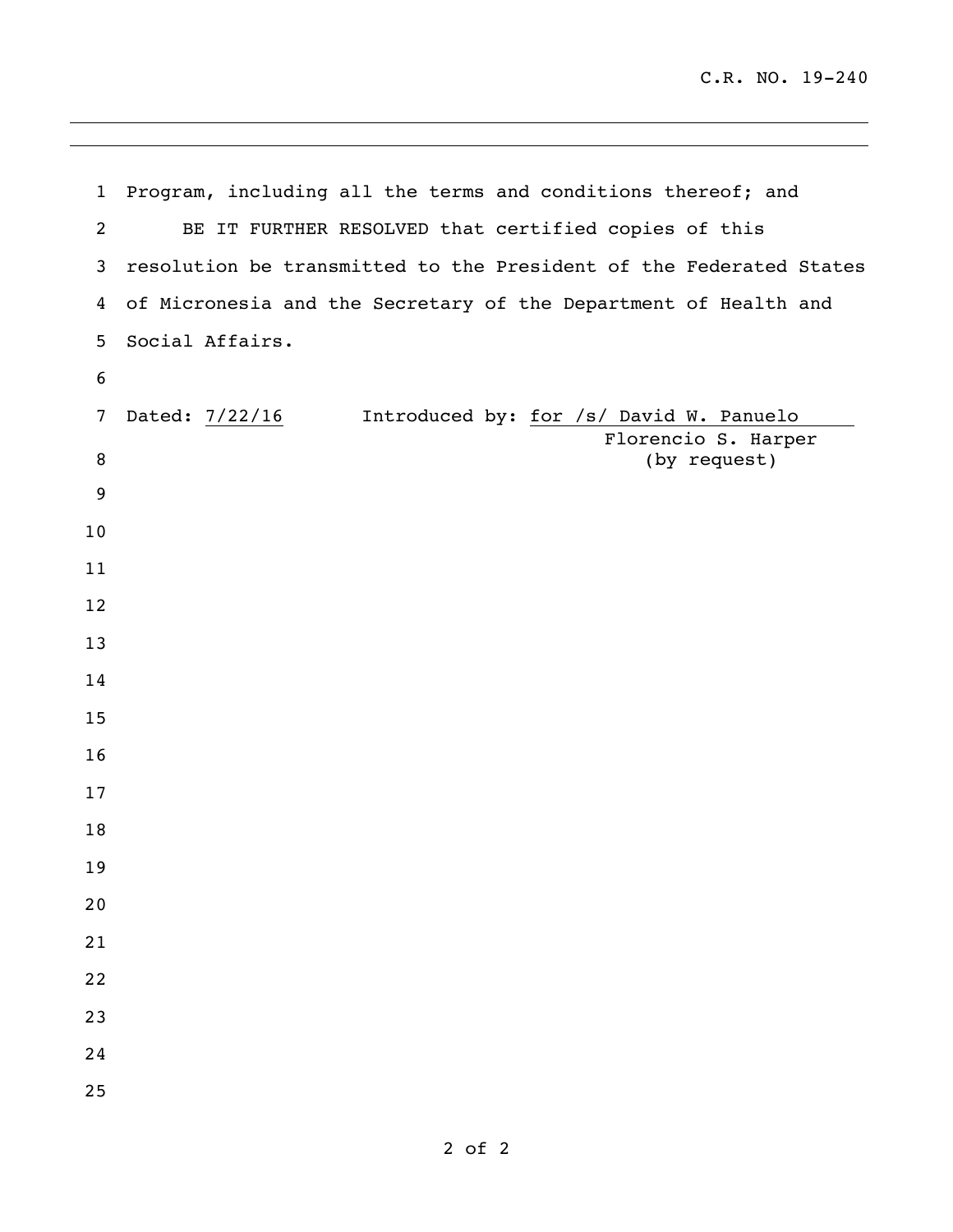Program, including all the terms and conditions thereof; and

BE IT FURTHER RESOLVED that certified copies of this resolution be transmitted to the President of the Federated States of Micronesia and the Secretary of the Department of Health and Social Affairs.

Dated: 7/22/16 Introduced by: for /s/ David W. Panuelo

Florencio S. Harper
(by request)